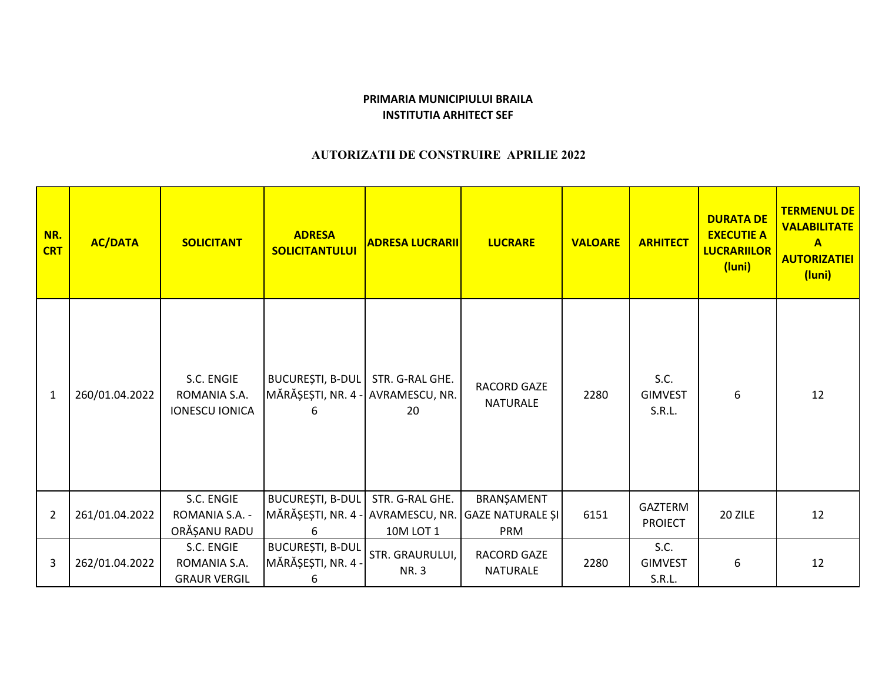**PRIMARIA MUNICIPIULUI BRAILA**
**INSTITUTIA ARHITECT SEF**

**AUTORIZATII DE CONSTRUIRE APRILIE 2022**

| NR. CRT | AC/DATA | SOLICITANT | ADRESA SOLICITANTULUI | ADRESA LUCRARII | LUCRARE | VALOARE | ARHITECT | DURATA DE EXECUTIE A LUCRARIILOR (luni) | TERMENUL DE VALABILITATE A AUTORIZATIEI (luni) |
|---|---|---|---|---|---|---|---|---|---|
| 1 | 260/01.04.2022 | S.C. ENGIE ROMANIA S.A. IONESCU IONICA | BUCUREȘTI, B-DUL MĂRĂȘEȘTI, NR. 4 - 6 | STR. G-RAL GHE. AVRAMESCU, NR. 20 | RACORD GAZE NATURALE | 2280 | S.C. GIMVEST S.R.L. | 6 | 12 |
| 2 | 261/01.04.2022 | S.C. ENGIE ROMANIA S.A. - ORĂȘANU RADU | BUCUREȘTI, B-DUL MĂRĂȘEȘTI, NR. 4 - 6 | STR. G-RAL GHE. AVRAMESCU, NR. 10M LOT 1 | BRANȘAMENT GAZE NATURALE ȘI PRM | 6151 | GAZTERM PROIECT | 20 ZILE | 12 |
| 3 | 262/01.04.2022 | S.C. ENGIE ROMANIA S.A. GRAUR VERGIL | BUCUREȘTI, B-DUL MĂRĂȘEȘTI, NR. 4 - 6 | STR. GRAURULUI, NR. 3 | RACORD GAZE NATURALE | 2280 | S.C. GIMVEST S.R.L. | 6 | 12 |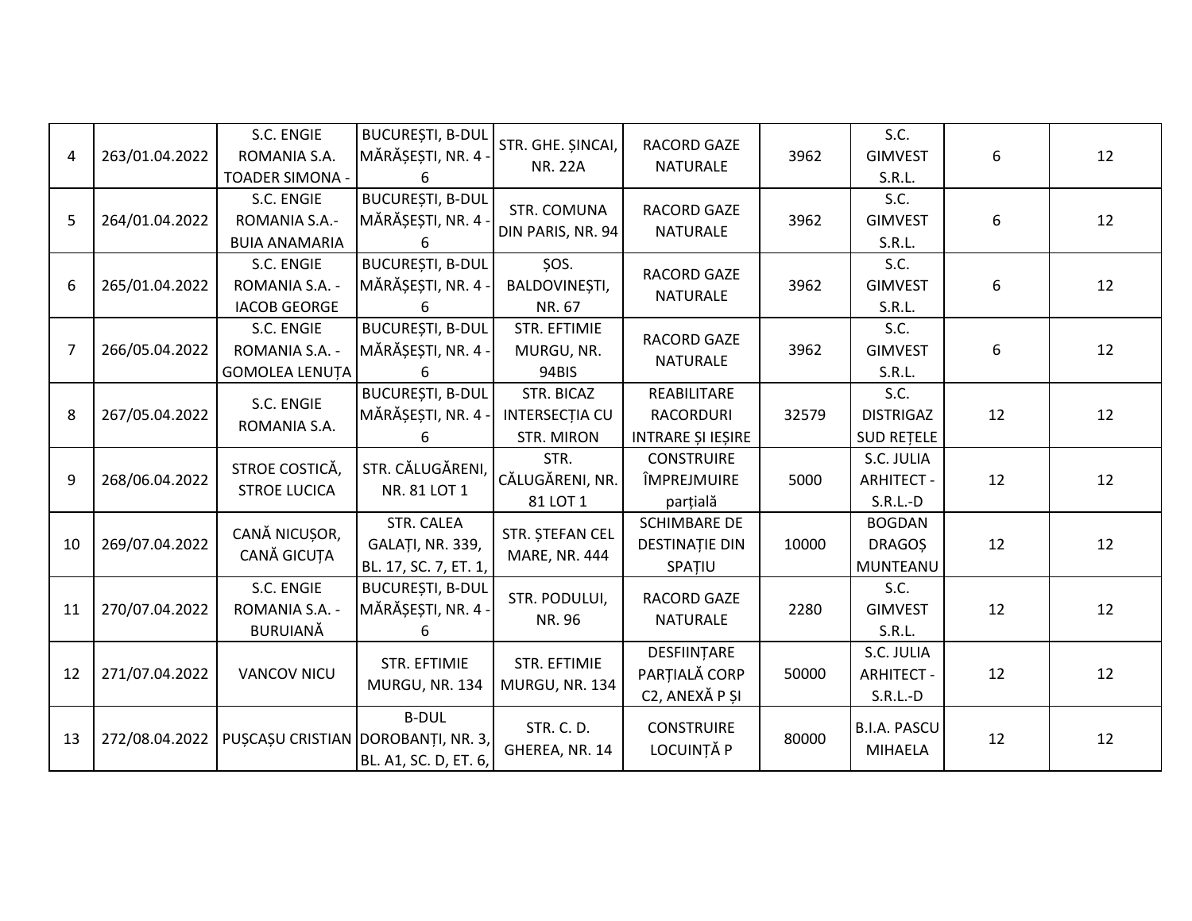| 4 | 263/01.04.2022 | S.C. ENGIE ROMANIA S.A. TOADER SIMONA - | BUCUREȘTI, B-DUL MĂRĂȘEȘTI, NR. 4 - 6 | STR. GHE. ȘINCAI, NR. 22A | RACORD GAZE NATURALE | 3962 | S.C. GIMVEST S.R.L. | 6 | 12 |
|---|---|---|---|---|---|---|---|---|---|
| 5 | 264/01.04.2022 | S.C. ENGIE ROMANIA S.A.- BUIA ANAMARIA | BUCUREȘTI, B-DUL MĂRĂȘEȘTI, NR. 4 - 6 | STR. COMUNA DIN PARIS, NR. 94 | RACORD GAZE NATURALE | 3962 | S.C. GIMVEST S.R.L. | 6 | 12 |
| 6 | 265/01.04.2022 | S.C. ENGIE ROMANIA S.A. - IACOB GEORGE | BUCUREȘTI, B-DUL MĂRĂȘEȘTI, NR. 4 - 6 | ȘOS. BALDOVINEȘTI, NR. 67 | RACORD GAZE NATURALE | 3962 | S.C. GIMVEST S.R.L. | 6 | 12 |
| 7 | 266/05.04.2022 | S.C. ENGIE ROMANIA S.A. - GOMOLEA LENUȚA | BUCUREȘTI, B-DUL MĂRĂȘEȘTI, NR. 4 - 6 | STR. EFTIMIE MURGU, NR. 94BIS | RACORD GAZE NATURALE | 3962 | S.C. GIMVEST S.R.L. | 6 | 12 |
| 8 | 267/05.04.2022 | S.C. ENGIE ROMANIA S.A. | BUCUREȘTI, B-DUL MĂRĂȘEȘTI, NR. 4 - 6 | STR. BICAZ INTERSECȚIA CU STR. MIRON | REABILITARE RACORDURI INTRARE ȘI IEȘIRE | 32579 | S.C. DISTRIGAZ SUD REȚELE | 12 | 12 |
| 9 | 268/06.04.2022 | STROE COSTICĂ, STROE LUCICA | STR. CĂLUGĂRENI, NR. 81 LOT 1 | STR. CĂLUGĂRENI, NR. 81 LOT 1 | CONSTRUIRE ÎMPREJMUIRE parțială | 5000 | S.C. JULIA ARHITECT - S.R.L.-D | 12 | 12 |
| 10 | 269/07.04.2022 | CANĂ NICUȘOR, CANĂ GICUȚA | STR. CALEA GALAȚI, NR. 339, BL. 17, SC. 7, ET. 1, | STR. ȘTEFAN CEL MARE, NR. 444 | SCHIMBARE DE DESTINAȚIE DIN SPAȚIU | 10000 | BOGDAN DRAGOȘ MUNTEANU | 12 | 12 |
| 11 | 270/07.04.2022 | S.C. ENGIE ROMANIA S.A. - BURUIANĂ | BUCUREȘTI, B-DUL MĂRĂȘEȘTI, NR. 4 - 6 | STR. PODULUI, NR. 96 | RACORD GAZE NATURALE | 2280 | S.C. GIMVEST S.R.L. | 12 | 12 |
| 12 | 271/07.04.2022 | VANCOV NICU | STR. EFTIMIE MURGU, NR. 134 | STR. EFTIMIE MURGU, NR. 134 | DESFIINȚARE PARȚIALĂ CORP C2, ANEXĂ P ȘI | 50000 | S.C. JULIA ARHITECT - S.R.L.-D | 12 | 12 |
| 13 | 272/08.04.2022 | PUȘCAȘU CRISTIAN | B-DUL DOROBANȚI, NR. 3, BL. A1, SC. D, ET. 6, | STR. C. D. GHEREA, NR. 14 | CONSTRUIRE LOCUINȚĂ P | 80000 | B.I.A. PASCU MIHAELA | 12 | 12 |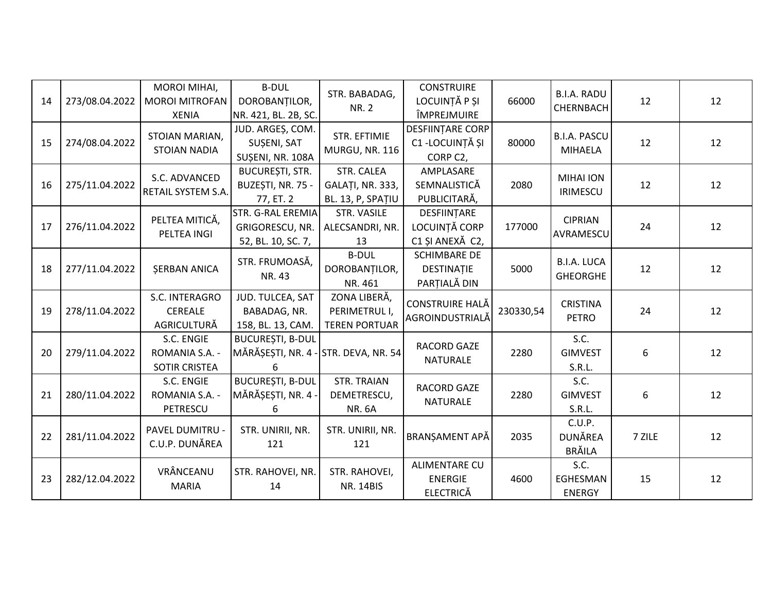| | | | | | | | | | |
|---|---|---|---|---|---|---|---|---|---|
| 14 | 273/08.04.2022 | MOROI MIHAI, MOROI MITROFAN XENIA | B-DUL DOROBANȚILOR, NR. 421, BL. 2B, SC. | STR. BABADAG, NR. 2 | CONSTRUIRE LOCUINȚĂ P ȘI ÎMPREJMUIRE | 66000 | B.I.A. RADU CHERNBACH | 12 | 12 |
| 15 | 274/08.04.2022 | STOIAN MARIAN, STOIAN NADIA | JUD. ARGEȘ, COM. SUȘENI, SAT SUȘENI, NR. 108A | STR. EFTIMIE MURGU, NR. 116 | DESFIINȚARE CORP C1 -LOCUINȚĂ ȘI CORP C2, | 80000 | B.I.A. PASCU MIHAELA | 12 | 12 |
| 16 | 275/11.04.2022 | S.C. ADVANCED RETAIL SYSTEM S.A. | BUCUREȘTI, STR. BUZEȘTI, NR. 75 - 77, ET. 2 | STR. CALEA GALAȚI, NR. 333, BL. 13, P, SPAȚIU | AMPLASARE SEMNALISTICĂ PUBLICITARĂ, | 2080 | MIHAI ION IRIMESCU | 12 | 12 |
| 17 | 276/11.04.2022 | PELTEA MITICĂ, PELTEA INGI | STR. G-RAL EREMIA GRIGORESCU, NR. 52, BL. 10, SC. 7, | STR. VASILE ALECSANDRI, NR. 13 | DESFIINȚARE LOCUINȚĂ CORP C1 ȘI ANEXĂ C2, | 177000 | CIPRIAN AVRAMESCU | 24 | 12 |
| 18 | 277/11.04.2022 | ȘERBAN ANICA | STR. FRUMOASĂ, NR. 43 | B-DUL DOROBANȚILOR, NR. 461 | SCHIMBARE DE DESTINAȚIE PARȚIALĂ DIN | 5000 | B.I.A. LUCA GHEORGHE | 12 | 12 |
| 19 | 278/11.04.2022 | S.C. INTERAGRO CEREALE AGRICULTURĂ | JUD. TULCEA, SAT BABADAG, NR. 158, BL. 13, CAM. | ZONA LIBERĂ, PERIMETRUL I, TEREN PORTUAR | CONSTRUIRE HALĂ AGROINDUSTRIALĂ | 230330,54 | CRISTINA PETRO | 24 | 12 |
| 20 | 279/11.04.2022 | S.C. ENGIE ROMANIA S.A. - SOTIR CRISTEA | BUCUREȘTI, B-DUL MĂRĂȘEȘTI, NR. 4 - 6 | STR. DEVA, NR. 54 | RACORD GAZE NATURALE | 2280 | S.C. GIMVEST S.R.L. | 6 | 12 |
| 21 | 280/11.04.2022 | S.C. ENGIE ROMANIA S.A. - PETRESCU | BUCUREȘTI, B-DUL MĂRĂȘEȘTI, NR. 4 - 6 | STR. TRAIAN DEMETRESCU, NR. 6A | RACORD GAZE NATURALE | 2280 | S.C. GIMVEST S.R.L. | 6 | 12 |
| 22 | 281/11.04.2022 | PAVEL DUMITRU - C.U.P. DUNĂREA | STR. UNIRII, NR. 121 | STR. UNIRII, NR. 121 | BRANȘAMENT APĂ | 2035 | C.U.P. DUNĂREA BRĂILA | 7 ZILE | 12 |
| 23 | 282/12.04.2022 | VRÂNCEANU MARIA | STR. RAHOVEI, NR. 14 | STR. RAHOVEI, NR. 14BIS | ALIMENTARE CU ENERGIE ELECTRICĂ | 4600 | S.C. EGHESMAN ENERGY | 15 | 12 |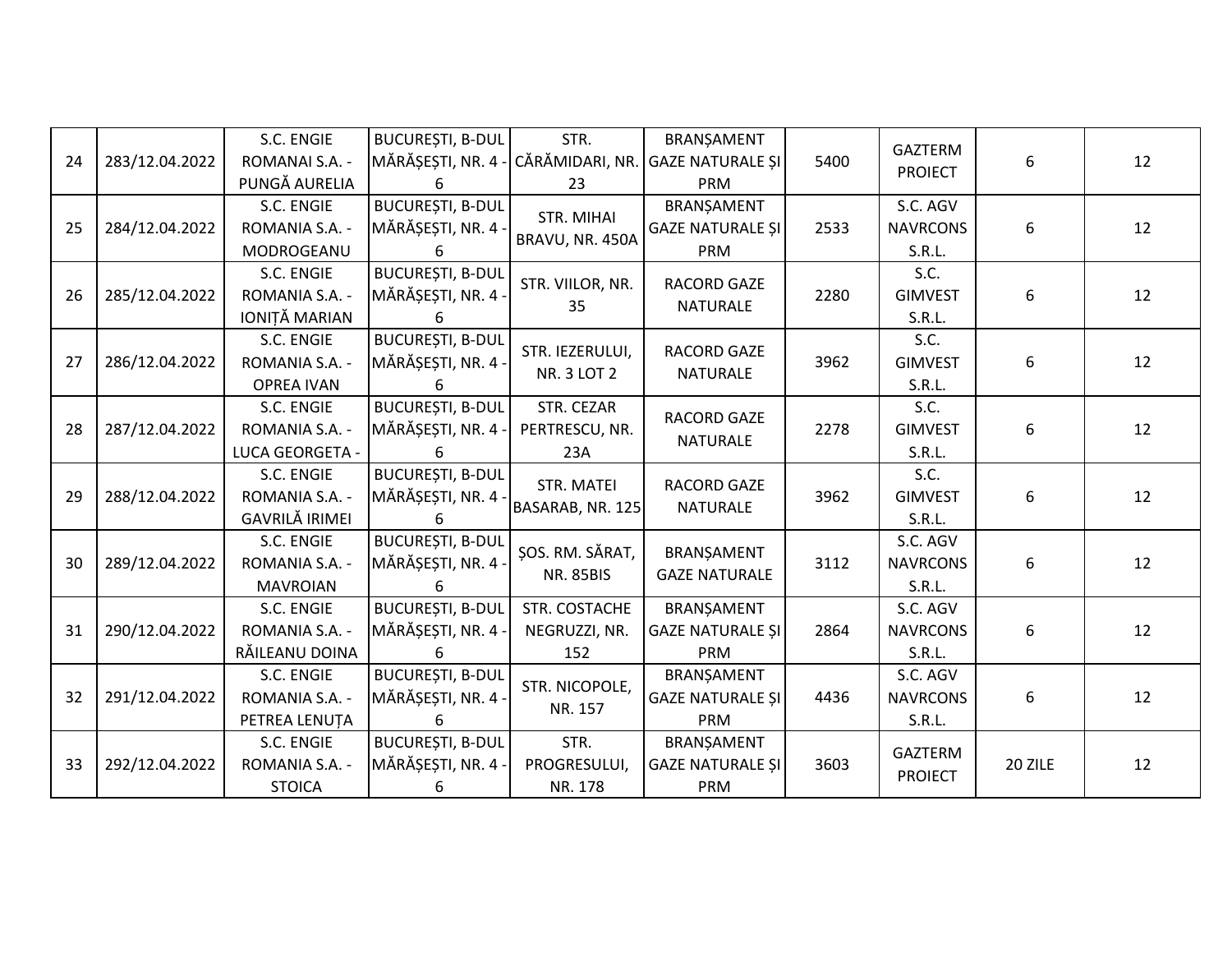| 24 | 283/12.04.2022 | S.C. ENGIE ROMANAI S.A. - PUNGĂ AURELIA | BUCUREȘTI, B-DUL MĂRĂȘEȘTI, NR. 4 - 6 | STR. CĂRĂMIDARI, NR. 23 | BRANȘAMENT GAZE NATURALE ȘI PRM | 5400 | GAZTERM PROIECT | 6 | 12 |
|---|---|---|---|---|---|---|---|---|---|
| 25 | 284/12.04.2022 | S.C. ENGIE ROMANIA S.A. - MODROGEANU | BUCUREȘTI, B-DUL MĂRĂȘEȘTI, NR. 4 - 6 | STR. MIHAI BRAVU, NR. 450A | BRANȘAMENT GAZE NATURALE ȘI PRM | 2533 | S.C. AGV NAVRCONS S.R.L. | 6 | 12 |
| 26 | 285/12.04.2022 | S.C. ENGIE ROMANIA S.A. - IONIȚĂ MARIAN | BUCUREȘTI, B-DUL MĂRĂȘEȘTI, NR. 4 - 6 | STR. VIILOR, NR. 35 | RACORD GAZE NATURALE | 2280 | S.C. GIMVEST S.R.L. | 6 | 12 |
| 27 | 286/12.04.2022 | S.C. ENGIE ROMANIA S.A. - OPREA IVAN | BUCUREȘTI, B-DUL MĂRĂȘEȘTI, NR. 4 - 6 | STR. IEZERULUI, NR. 3 LOT 2 | RACORD GAZE NATURALE | 3962 | S.C. GIMVEST S.R.L. | 6 | 12 |
| 28 | 287/12.04.2022 | S.C. ENGIE ROMANIA S.A. - LUCA GEORGETA - | BUCUREȘTI, B-DUL MĂRĂȘEȘTI, NR. 4 - 6 | STR. CEZAR PERTRESCU, NR. 23A | RACORD GAZE NATURALE | 2278 | S.C. GIMVEST S.R.L. | 6 | 12 |
| 29 | 288/12.04.2022 | S.C. ENGIE ROMANIA S.A. - GAVRILĂ IRIMEI | BUCUREȘTI, B-DUL MĂRĂȘEȘTI, NR. 4 - 6 | STR. MATEI BASARAB, NR. 125 | RACORD GAZE NATURALE | 3962 | S.C. GIMVEST S.R.L. | 6 | 12 |
| 30 | 289/12.04.2022 | S.C. ENGIE ROMANIA S.A. - MAVROIAN | BUCUREȘTI, B-DUL MĂRĂȘEȘTI, NR. 4 - 6 | ȘOS. RM. SĂRAT, NR. 85BIS | BRANȘAMENT GAZE NATURALE | 3112 | S.C. AGV NAVRCONS S.R.L. | 6 | 12 |
| 31 | 290/12.04.2022 | S.C. ENGIE ROMANIA S.A. - RĂILEANU DOINA | BUCUREȘTI, B-DUL MĂRĂȘEȘTI, NR. 4 - 6 | STR. COSTACHE NEGRUZZI, NR. 152 | BRANȘAMENT GAZE NATURALE ȘI PRM | 2864 | S.C. AGV NAVRCONS S.R.L. | 6 | 12 |
| 32 | 291/12.04.2022 | S.C. ENGIE ROMANIA S.A. - PETREA LENUȚA | BUCUREȘTI, B-DUL MĂRĂȘEȘTI, NR. 4 - 6 | STR. NICOPOLE, NR. 157 | BRANȘAMENT GAZE NATURALE ȘI PRM | 4436 | S.C. AGV NAVRCONS S.R.L. | 6 | 12 |
| 33 | 292/12.04.2022 | S.C. ENGIE ROMANIA S.A. - STOICA | BUCUREȘTI, B-DUL MĂRĂȘEȘTI, NR. 4 - 6 | STR. PROGRESULUI, NR. 178 | BRANȘAMENT GAZE NATURALE ȘI PRM | 3603 | GAZTERM PROIECT | 20 ZILE | 12 |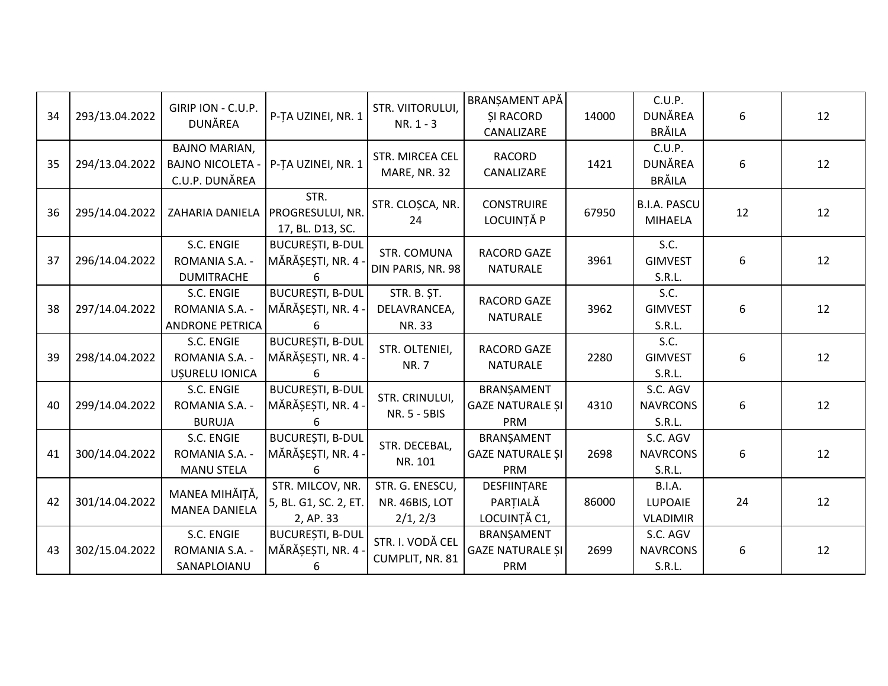| 34 | 293/13.04.2022 | GIRIP ION - C.U.P. DUNĂREA | P-ȚA UZINEI, NR. 1 | STR. VIITORULUI, NR. 1 - 3 | BRANȘAMENT APĂ ȘI RACORD CANALIZARE | 14000 | C.U.P. DUNĂREA BRĂILA | 6 | 12 |
|---|---|---|---|---|---|---|---|---|---|
| 35 | 294/13.04.2022 | BAJNO MARIAN, BAJNO NICOLETA - C.U.P. DUNĂREA | P-ȚA UZINEI, NR. 1 | STR. MIRCEA CEL MARE, NR. 32 | RACORD CANALIZARE | 1421 | C.U.P. DUNĂREA BRĂILA | 6 | 12 |
| 36 | 295/14.04.2022 | ZAHARIA DANIELA | STR. PROGRESULUI, NR. 17, BL. D13, SC. | STR. CLOȘCA, NR. 24 | CONSTRUIRE LOCUINȚĂ P | 67950 | B.I.A. PASCU MIHAELA | 12 | 12 |
| 37 | 296/14.04.2022 | S.C. ENGIE ROMANIA S.A. - DUMITRACHE | BUCUREȘTI, B-DUL MĂRĂȘEȘTI, NR. 4 - 6 | STR. COMUNA DIN PARIS, NR. 98 | RACORD GAZE NATURALE | 3961 | S.C. GIMVEST S.R.L. | 6 | 12 |
| 38 | 297/14.04.2022 | S.C. ENGIE ROMANIA S.A. - ANDRONE PETRICA | BUCUREȘTI, B-DUL MĂRĂȘEȘTI, NR. 4 - 6 | STR. B. ȘT. DELAVRANCEA, NR. 33 | RACORD GAZE NATURALE | 3962 | S.C. GIMVEST S.R.L. | 6 | 12 |
| 39 | 298/14.04.2022 | S.C. ENGIE ROMANIA S.A. - UȘURELU IONICA | BUCUREȘTI, B-DUL MĂRĂȘEȘTI, NR. 4 - 6 | STR. OLTENIEI, NR. 7 | RACORD GAZE NATURALE | 2280 | S.C. GIMVEST S.R.L. | 6 | 12 |
| 40 | 299/14.04.2022 | S.C. ENGIE ROMANIA S.A. - BURUJA | BUCUREȘTI, B-DUL MĂRĂȘEȘTI, NR. 4 - 6 | STR. CRINULUI, NR. 5 - 5BIS | BRANȘAMENT GAZE NATURALE ȘI PRM | 4310 | S.C. AGV NAVRCONS S.R.L. | 6 | 12 |
| 41 | 300/14.04.2022 | S.C. ENGIE ROMANIA S.A. - MANU STELA | BUCUREȘTI, B-DUL MĂRĂȘEȘTI, NR. 4 - 6 | STR. DECEBAL, NR. 101 | BRANȘAMENT GAZE NATURALE ȘI PRM | 2698 | S.C. AGV NAVRCONS S.R.L. | 6 | 12 |
| 42 | 301/14.04.2022 | MANEA MIHĂIȚĂ, MANEA DANIELA | STR. MILCOV, NR. 5, BL. G1, SC. 2, ET. 2, AP. 33 | STR. G. ENESCU, NR. 46BIS, LOT 2/1, 2/3 | DESFIINȚARE PARȚIALĂ LOCUINȚĂ C1, | 86000 | B.I.A. LUPOAIE VLADIMIR | 24 | 12 |
| 43 | 302/15.04.2022 | S.C. ENGIE ROMANIA S.A. - SANAPLOIANU | BUCUREȘTI, B-DUL MĂRĂȘEȘTI, NR. 4 - 6 | STR. I. VODĂ CEL CUMPLIT, NR. 81 | BRANȘAMENT GAZE NATURALE ȘI PRM | 2699 | S.C. AGV NAVRCONS S.R.L. | 6 | 12 |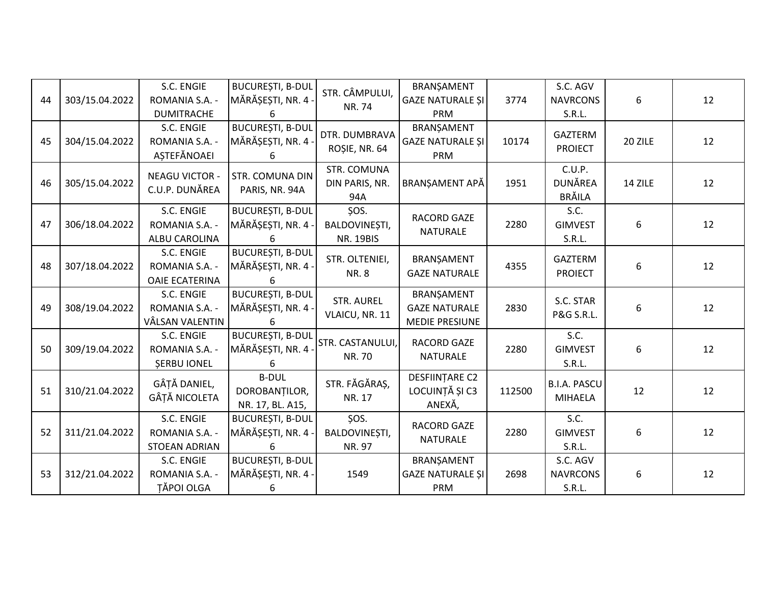| 44 | 303/15.04.2022 | S.C. ENGIE ROMANIA S.A. - DUMITRACHE | BUCUREȘTI, B-DUL MĂRĂȘEȘTI, NR. 4 - 6 | STR. CÂMPULUI, NR. 74 | BRANȘAMENT GAZE NATURALE ȘI PRM | 3774 | S.C. AGV NAVRCONS S.R.L. | 6 | 12 |
|---|---|---|---|---|---|---|---|---|---|
| 45 | 304/15.04.2022 | S.C. ENGIE ROMANIA S.A. - AȘTEFĂNOAEI | BUCUREȘTI, B-DUL MĂRĂȘEȘTI, NR. 4 - 6 | DTR. DUMBRAVA ROȘIE, NR. 64 | BRANȘAMENT GAZE NATURALE ȘI PRM | 10174 | GAZTERM PROIECT | 20 ZILE | 12 |
| 46 | 305/15.04.2022 | NEAGU VICTOR - C.U.P. DUNĂREA | STR. COMUNA DIN PARIS, NR. 94A | STR. COMUNA DIN PARIS, NR. 94A | BRANȘAMENT APĂ | 1951 | C.U.P. DUNĂREA BRĂILA | 14 ZILE | 12 |
| 47 | 306/18.04.2022 | S.C. ENGIE ROMANIA S.A. - ALBU CAROLINA | BUCUREȘTI, B-DUL MĂRĂȘEȘTI, NR. 4 - 6 | ȘOS. BALDOVINEȘTI, NR. 19BIS | RACORD GAZE NATURALE | 2280 | S.C. GIMVEST S.R.L. | 6 | 12 |
| 48 | 307/18.04.2022 | S.C. ENGIE ROMANIA S.A. - OAIE ECATERINA | BUCUREȘTI, B-DUL MĂRĂȘEȘTI, NR. 4 - 6 | STR. OLTENIEI, NR. 8 | BRANȘAMENT GAZE NATURALE | 4355 | GAZTERM PROIECT | 6 | 12 |
| 49 | 308/19.04.2022 | S.C. ENGIE ROMANIA S.A. - VÂLSAN VALENTIN | BUCUREȘTI, B-DUL MĂRĂȘEȘTI, NR. 4 - 6 | STR. AUREL VLAICU, NR. 11 | BRANȘAMENT GAZE NATURALE MEDIE PRESIUNE | 2830 | S.C. STAR P&G S.R.L. | 6 | 12 |
| 50 | 309/19.04.2022 | S.C. ENGIE ROMANIA S.A. - ȘERBU IONEL | BUCUREȘTI, B-DUL MĂRĂȘEȘTI, NR. 4 - 6 | STR. CASTANULUI, NR. 70 | RACORD GAZE NATURALE | 2280 | S.C. GIMVEST S.R.L. | 6 | 12 |
| 51 | 310/21.04.2022 | GÂȚĂ DANIEL, GÂȚĂ NICOLETA | B-DUL DOROBANȚILOR, NR. 17, BL. A15, | STR. FĂGĂRAȘ, NR. 17 | DESFIINȚARE C2 LOCUINȚĂ ȘI C3 ANEXĂ, | 112500 | B.I.A. PASCU MIHAELA | 12 | 12 |
| 52 | 311/21.04.2022 | S.C. ENGIE ROMANIA S.A. - STOEAN ADRIAN | BUCUREȘTI, B-DUL MĂRĂȘEȘTI, NR. 4 - 6 | ȘOS. BALDOVINEȘTI, NR. 97 | RACORD GAZE NATURALE | 2280 | S.C. GIMVEST S.R.L. | 6 | 12 |
| 53 | 312/21.04.2022 | S.C. ENGIE ROMANIA S.A. - ȚĂPOI OLGA | BUCUREȘTI, B-DUL MĂRĂȘEȘTI, NR. 4 - 6 | 1549 | BRANȘAMENT GAZE NATURALE ȘI PRM | 2698 | S.C. AGV NAVRCONS S.R.L. | 6 | 12 |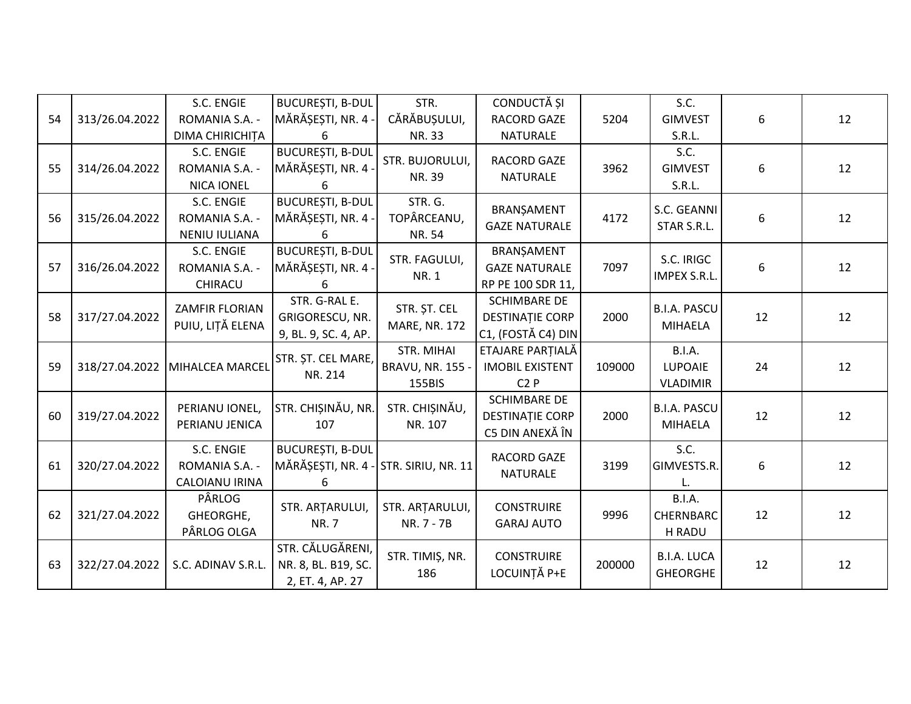| | | | | | | | | | |
|---|---|---|---|---|---|---|---|---|---|
| 54 | 313/26.04.2022 | S.C. ENGIE ROMANIA S.A. - DIMA CHIRICHIȚA | BUCUREȘTI, B-DUL MĂRĂȘEȘTI, NR. 4 - 6 | STR. CĂRĂBUȘULUI, NR. 33 | CONDUCTĂ ȘI RACORD GAZE NATURALE | 5204 | S.C. GIMVEST S.R.L. | 6 | 12 |
| 55 | 314/26.04.2022 | S.C. ENGIE ROMANIA S.A. - NICA IONEL | BUCUREȘTI, B-DUL MĂRĂȘEȘTI, NR. 4 - 6 | STR. BUJORULUI, NR. 39 | RACORD GAZE NATURALE | 3962 | S.C. GIMVEST S.R.L. | 6 | 12 |
| 56 | 315/26.04.2022 | S.C. ENGIE ROMANIA S.A. - NENIU IULIANA | BUCUREȘTI, B-DUL MĂRĂȘEȘTI, NR. 4 - 6 | STR. G. TOPÂRCEANU, NR. 54 | BRANȘAMENT GAZE NATURALE | 4172 | S.C. GEANNI STAR S.R.L. | 6 | 12 |
| 57 | 316/26.04.2022 | S.C. ENGIE ROMANIA S.A. - CHIRACU | BUCUREȘTI, B-DUL MĂRĂȘEȘTI, NR. 4 - 6 | STR. FAGULUI, NR. 1 | BRANȘAMENT GAZE NATURALE RP PE 100 SDR 11, | 7097 | S.C. IRIGC IMPEX S.R.L. | 6 | 12 |
| 58 | 317/27.04.2022 | ZAMFIR FLORIAN PUIU, LIȚĂ ELENA | STR. G-RAL E. GRIGORESCU, NR. 9, BL. 9, SC. 4, AP. | STR. ȘT. CEL MARE, NR. 172 | SCHIMBARE DE DESTINAȚIE CORP C1, (FOSTĂ C4) DIN | 2000 | B.I.A. PASCU MIHAELA | 12 | 12 |
| 59 | 318/27.04.2022 | MIHALCEA MARCEL | STR. ȘT. CEL MARE, NR. 214 | STR. MIHAI BRAVU, NR. 155 - 155BIS | ETAJARE PARȚIALĂ IMOBIL EXISTENT C2 P | 109000 | B.I.A. LUPOAIE VLADIMIR | 24 | 12 |
| 60 | 319/27.04.2022 | PERIANU IONEL, PERIANU JENICA | STR. CHIȘINĂU, NR. 107 | STR. CHIȘINĂU, NR. 107 | SCHIMBARE DE DESTINAȚIE CORP C5 DIN ANEXĂ ÎN | 2000 | B.I.A. PASCU MIHAELA | 12 | 12 |
| 61 | 320/27.04.2022 | S.C. ENGIE ROMANIA S.A. - CALOIANU IRINA | BUCUREȘTI, B-DUL MĂRĂȘEȘTI, NR. 4 - 6 | STR. SIRIU, NR. 11 | RACORD GAZE NATURALE | 3199 | S.C. GIMVESTS.R.L. | 6 | 12 |
| 62 | 321/27.04.2022 | PÂRLOG GHEORGHE, PÂRLOG OLGA | STR. ARȚARULUI, NR. 7 | STR. ARȚARULUI, NR. 7 - 7B | CONSTRUIRE GARAJ AUTO | 9996 | B.I.A. CHERNBARCH RADU | 12 | 12 |
| 63 | 322/27.04.2022 | S.C. ADINAV S.R.L. | STR. CĂLUGĂRENI, NR. 8, BL. B19, SC. 2, ET. 4, AP. 27 | STR. TIMIȘ, NR. 186 | CONSTRUIRE LOCUINȚĂ P+E | 200000 | B.I.A. LUCA GHEORGHE | 12 | 12 |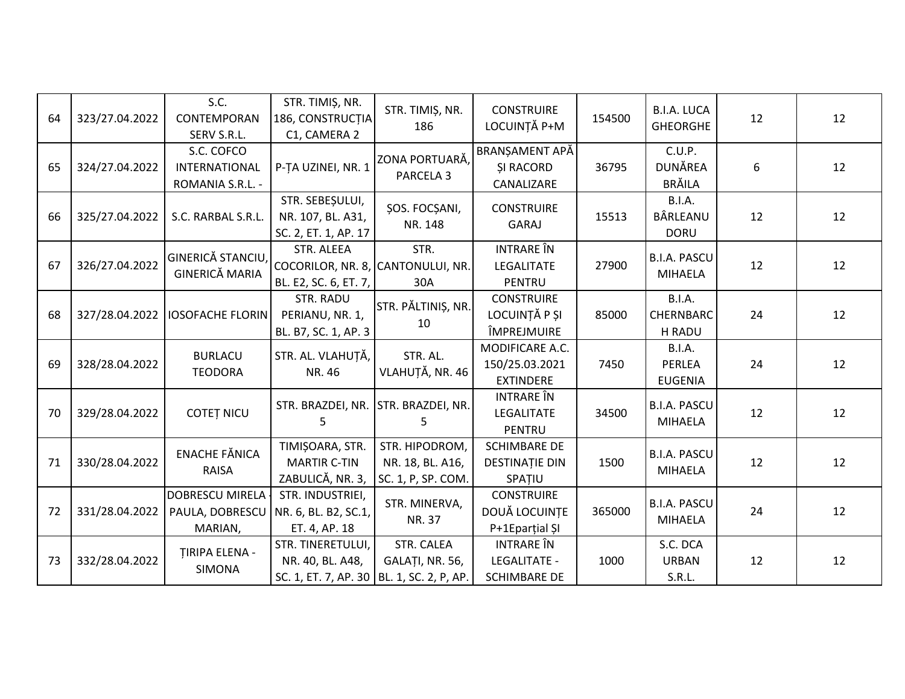| 64 | 323/27.04.2022 | S.C. CONTEMPORAN SERV S.R.L. | STR. TIMIȘ, NR. 186, CONSTRUCȚIA C1, CAMERA 2 | STR. TIMIȘ, NR. 186 | CONSTRUIRE LOCUINȚĂ P+M | 154500 | B.I.A. LUCA GHEORGHE | 12 | 12 |
|---|---|---|---|---|---|---|---|---|---|
| 65 | 324/27.04.2022 | S.C. COFCO INTERNATIONAL ROMANIA S.R.L. - | P-ȚA UZINEI, NR. 1 | ZONA PORTUARĂ, PARCELA 3 | BRANȘAMENT APĂ ȘI RACORD CANALIZARE | 36795 | C.U.P. DUNĂREA BRĂILA | 6 | 12 |
| 66 | 325/27.04.2022 | S.C. RARBAL S.R.L. | STR. SEBEȘULUI, NR. 107, BL. A31, SC. 2, ET. 1, AP. 17 | ȘOS. FOCȘANI, NR. 148 | CONSTRUIRE GARAJ | 15513 | B.I.A. BÂRLEANU DORU | 12 | 12 |
| 67 | 326/27.04.2022 | GINERICĂ STANCIU, GINERICĂ MARIA | STR. ALEEA COCORILOR, NR. 8, BL. E2, SC. 6, ET. 7, | STR. CANTONULUI, NR. 30A | INTRARE ÎN LEGALITATE PENTRU | 27900 | B.I.A. PASCU MIHAELA | 12 | 12 |
| 68 | 327/28.04.2022 | IOSOFACHE FLORIN | STR. RADU PERIANU, NR. 1, BL. B7, SC. 1, AP. 3 | STR. PĂLTINIȘ, NR. 10 | CONSTRUIRE LOCUINȚĂ P ȘI ÎMPREJMUIRE | 85000 | B.I.A. CHERNBARCH RADU | 24 | 12 |
| 69 | 328/28.04.2022 | BURLACU TEODORA | STR. AL. VLAHUȚĂ, NR. 46 | STR. AL. VLAHUȚĂ, NR. 46 | MODIFICARE A.C. 150/25.03.2021 EXTINDERE | 7450 | B.I.A. PERLEA EUGENIA | 24 | 12 |
| 70 | 329/28.04.2022 | COTEȚ NICU | STR. BRAZDEI, NR. 5 | STR. BRAZDEI, NR. 5 | INTRARE ÎN LEGALITATE PENTRU | 34500 | B.I.A. PASCU MIHAELA | 12 | 12 |
| 71 | 330/28.04.2022 | ENACHE FĂNICA RAISA | TIMIȘOARA, STR. MARTIR C-TIN ZABULICĂ, NR. 3, | STR. HIPODROM, NR. 18, BL. A16, SC. 1, P, SP. COM. | SCHIMBARE DE DESTINAȚIE DIN SPAȚIU | 1500 | B.I.A. PASCU MIHAELA | 12 | 12 |
| 72 | 331/28.04.2022 | DOBRESCU MIRELA - PAULA, DOBRESCU MARIAN, | STR. INDUSTRIEI, NR. 6, BL. B2, SC.1, ET. 4, AP. 18 | STR. MINERVA, NR. 37 | CONSTRUIRE DOUĂ LOCUINȚE P+1Eparțial ȘI | 365000 | B.I.A. PASCU MIHAELA | 24 | 12 |
| 73 | 332/28.04.2022 | ȚIRIPA ELENA - SIMONA | STR. TINERETULUI, NR. 40, BL. A48, SC. 1, ET. 7, AP. 30 | STR. CALEA GALAȚI, NR. 56, BL. 1, SC. 2, P, AP. | INTRARE ÎN LEGALITATE - SCHIMBARE DE | 1000 | S.C. DCA URBAN S.R.L. | 12 | 12 |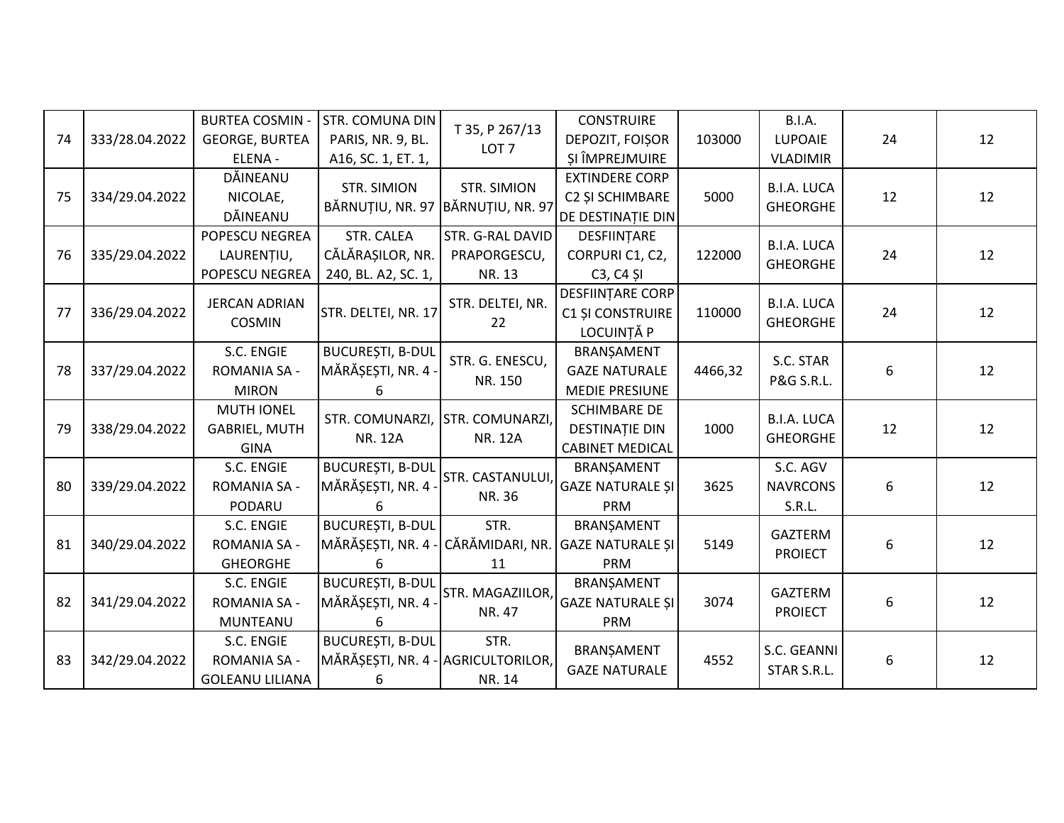| 74 | 333/28.04.2022 | BURTEA COSMIN - GEORGE, BURTEA ELENA - | STR. COMUNA DIN PARIS, NR. 9, BL. A16, SC. 1, ET. 1, | T 35, P 267/13 LOT 7 | CONSTRUIRE DEPOZIT, FOIȘOR ȘI ÎMPREJMUIRE | 103000 | B.I.A. LUPOAIE VLADIMIR | 24 | 12 |
|---|---|---|---|---|---|---|---|---|---|
| 75 | 334/29.04.2022 | DĂINEANU NICOLAE, DĂINEANU | STR. SIMION BĂRNUȚIU, NR. 97 | STR. SIMION BĂRNUȚIU, NR. 97 | EXTINDERE CORP C2 ȘI SCHIMBARE DE DESTINAȚIE DIN | 5000 | B.I.A. LUCA GHEORGHE | 12 | 12 |
| 76 | 335/29.04.2022 | POPESCU NEGREA LAURENȚIU, POPESCU NEGREA | STR. CALEA CĂLĂRAȘILOR, NR. 240, BL. A2, SC. 1, | STR. G-RAL DAVID PRAPORGESCU, NR. 13 | DESFIINȚARE CORPURI C1, C2, C3, C4 ȘI | 122000 | B.I.A. LUCA GHEORGHE | 24 | 12 |
| 77 | 336/29.04.2022 | JERCAN ADRIAN COSMIN | STR. DELTEI, NR. 17 | STR. DELTEI, NR. 22 | DESFIINȚARE CORP C1 ȘI CONSTRUIRE LOCUINȚĂ P | 110000 | B.I.A. LUCA GHEORGHE | 24 | 12 |
| 78 | 337/29.04.2022 | S.C. ENGIE ROMANIA SA - MIRON | BUCUREȘTI, B-DUL MĂRĂȘEȘTI, NR. 4 - 6 | STR. G. ENESCU, NR. 150 | BRANȘAMENT GAZE NATURALE MEDIE PRESIUNE | 4466,32 | S.C. STAR P&G S.R.L. | 6 | 12 |
| 79 | 338/29.04.2022 | MUTH IONEL GABRIEL, MUTH GINA | STR. COMUNARZI, NR. 12A | STR. COMUNARZI, NR. 12A | SCHIMBARE DE DESTINAȚIE DIN CABINET MEDICAL | 1000 | B.I.A. LUCA GHEORGHE | 12 | 12 |
| 80 | 339/29.04.2022 | S.C. ENGIE ROMANIA SA - PODARU | BUCUREȘTI, B-DUL MĂRĂȘEȘTI, NR. 4 - 6 | STR. CASTANULUI, NR. 36 | BRANȘAMENT GAZE NATURALE ȘI PRM | 3625 | S.C. AGV NAVRCONS S.R.L. | 6 | 12 |
| 81 | 340/29.04.2022 | S.C. ENGIE ROMANIA SA - GHEORGHE | BUCUREȘTI, B-DUL MĂRĂȘEȘTI, NR. 4 - 6 | STR. CĂRĂMIDARI, NR. 11 | BRANȘAMENT GAZE NATURALE ȘI PRM | 5149 | GAZTERM PROIECT | 6 | 12 |
| 82 | 341/29.04.2022 | S.C. ENGIE ROMANIA SA - MUNTEANU | BUCUREȘTI, B-DUL MĂRĂȘEȘTI, NR. 4 - 6 | STR. MAGAZIILOR, NR. 47 | BRANȘAMENT GAZE NATURALE ȘI PRM | 3074 | GAZTERM PROIECT | 6 | 12 |
| 83 | 342/29.04.2022 | S.C. ENGIE ROMANIA SA - GOLEANU LILIANA | BUCUREȘTI, B-DUL MĂRĂȘEȘTI, NR. 4 - 6 | STR. AGRICULTORILOR, NR. 14 | BRANȘAMENT GAZE NATURALE | 4552 | S.C. GEANNI STAR S.R.L. | 6 | 12 |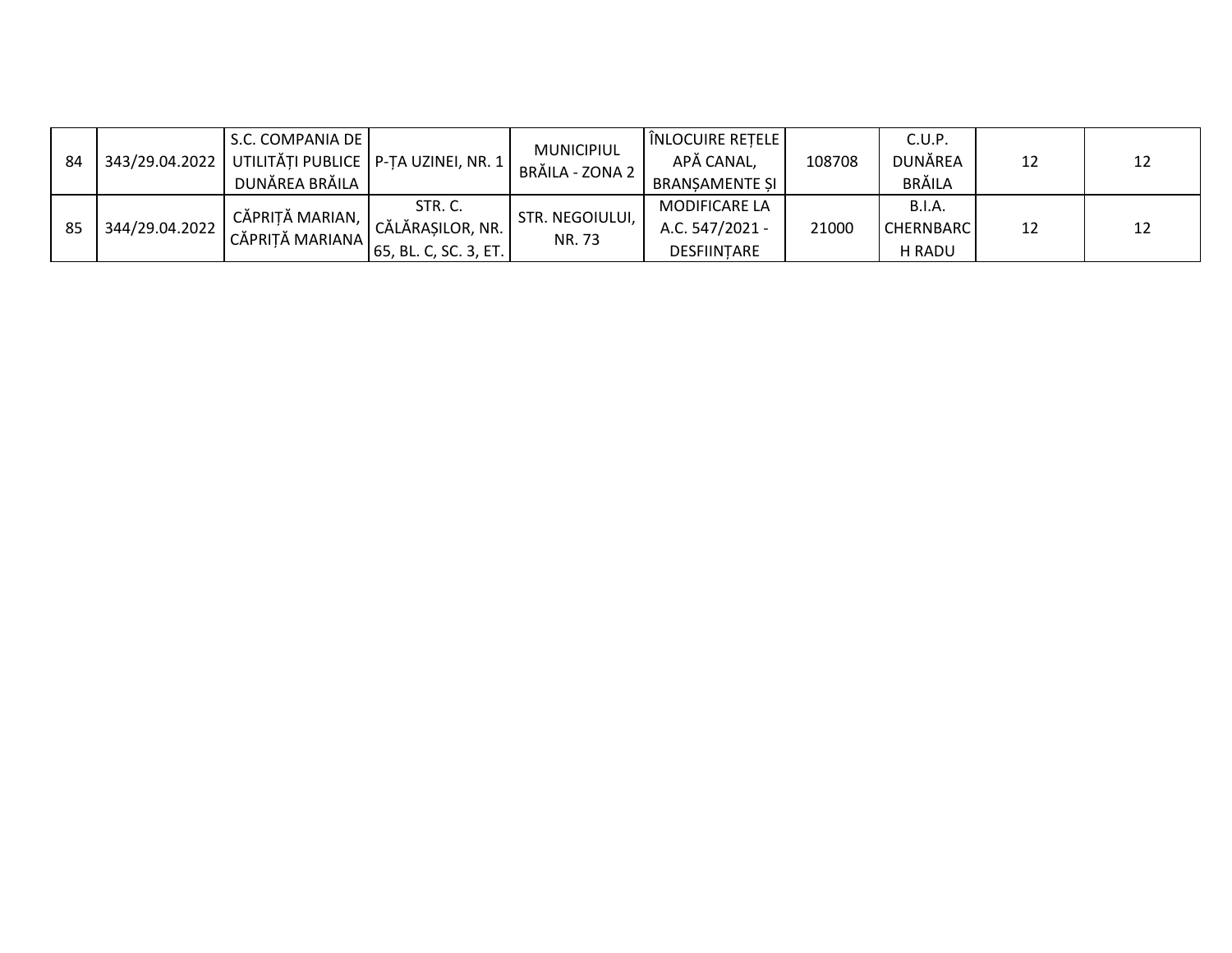| | | | | | | | | | |
|---|---|---|---|---|---|---|---|---|---|
| 84 | 343/29.04.2022 | S.C. COMPANIA DE UTILITĂȚI PUBLICE DUNĂREA BRĂILA | P-ȚA UZINEI, NR. 1 | MUNICIPIUL BRĂILA - ZONA 2 | ÎNLOCUIRE REȚELE APĂ CANAL, BRANȘAMENTE ȘI | 108708 | C.U.P. DUNĂREA BRĂILA | 12 | 12 |
| 85 | 344/29.04.2022 | CĂPRIȚĂ MARIAN, CĂPRIȚĂ MARIANA | STR. C. CĂLĂRAȘILOR, NR. 65, BL. C, SC. 3, ET. | STR. NEGOIULUI, NR. 73 | MODIFICARE LA A.C. 547/2021 - DESFIINȚARE | 21000 | B.I.A. CHERNBARCH RADU | 12 | 12 |